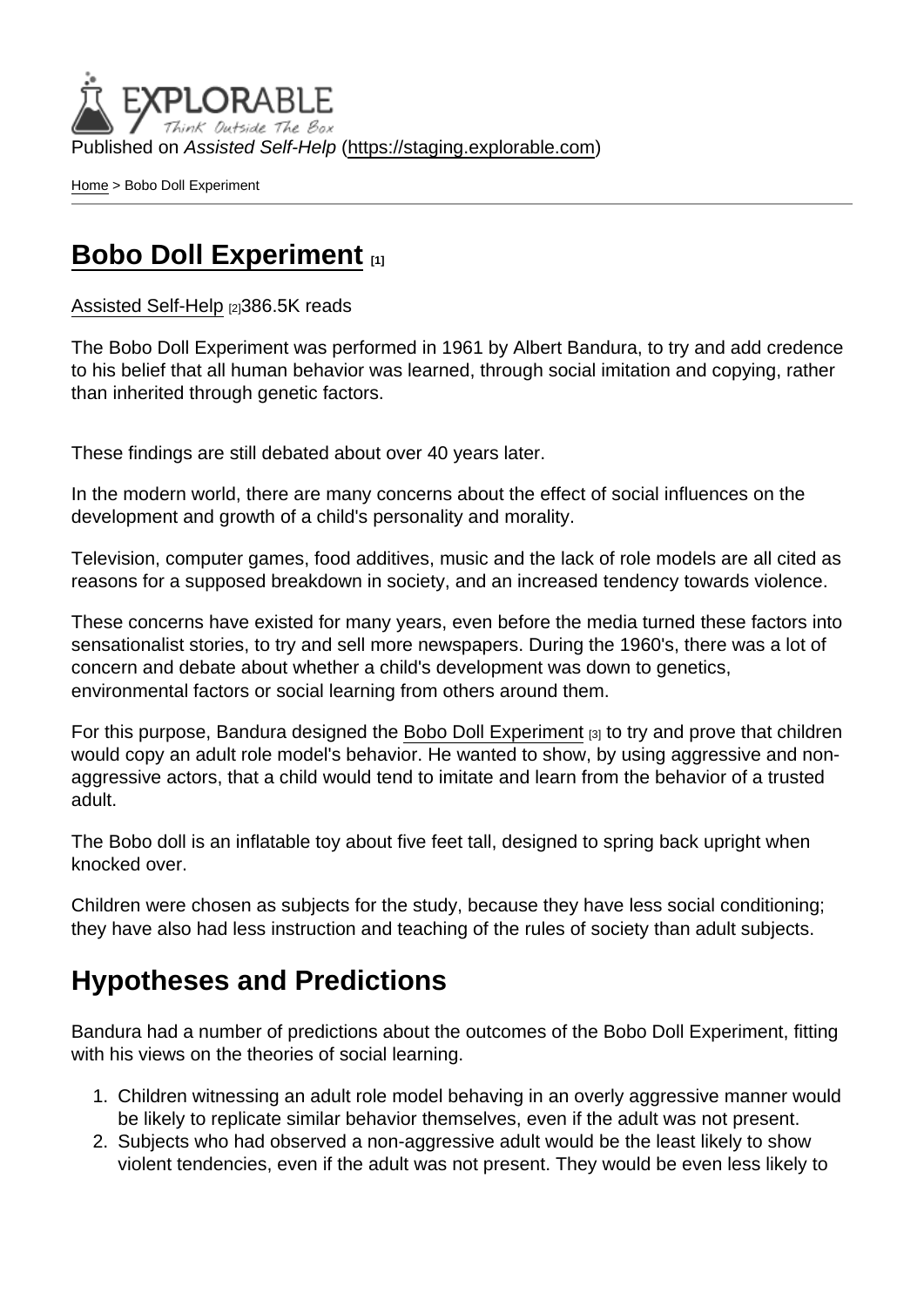Published on *Assisted Self-Help* (https://staging.explorable.com)

Home > Bobo Doll Experiment

# Bobo Doll Experiment [1]

Assisted Self-Help [2]386.5K reads

The Bobo Doll Experiment was performed in 1961 by Albert Bandura, to try and add credence to his belief that all human behavior was learned, through social imitation and copying, rather than inherited through genetic factors.

These findings are still debated about over 40 years later.

In the modern world, there are many concerns about the effect of social influences on the development and growth of a child's personality and morality.

Television, computer games, food additives, music and the lack of role models are all cited as reasons for a supposed breakdown in society, and an increased tendency towards violence.

These concerns have existed for many years, even before the media turned these factors into sensationalist stories, to try and sell more newspapers. During the 1960's, there was a lot of concern and debate about whether a child's development was down to genetics, environmental factors or social learning from others around them.

For this purpose, Bandura designed the Bobo Doll Experiment [3] to try and prove that children would copy an adult role model's behavior. He wanted to show, by using aggressive and non-aggressive actors, that a child would tend to imitate and learn from the behavior of a trusted adult.

The Bobo doll is an inflatable toy about five feet tall, designed to spring back upright when knocked over.

Children were chosen as subjects for the study, because they have less social conditioning; they have also had less instruction and teaching of the rules of society than adult subjects.

## Hypotheses and Predictions

Bandura had a number of predictions about the outcomes of the Bobo Doll Experiment, fitting with his views on the theories of social learning.

1. Children witnessing an adult role model behaving in an overly aggressive manner would be likely to replicate similar behavior themselves, even if the adult was not present.
2. Subjects who had observed a non-aggressive adult would be the least likely to show violent tendencies, even if the adult was not present. They would be even less likely to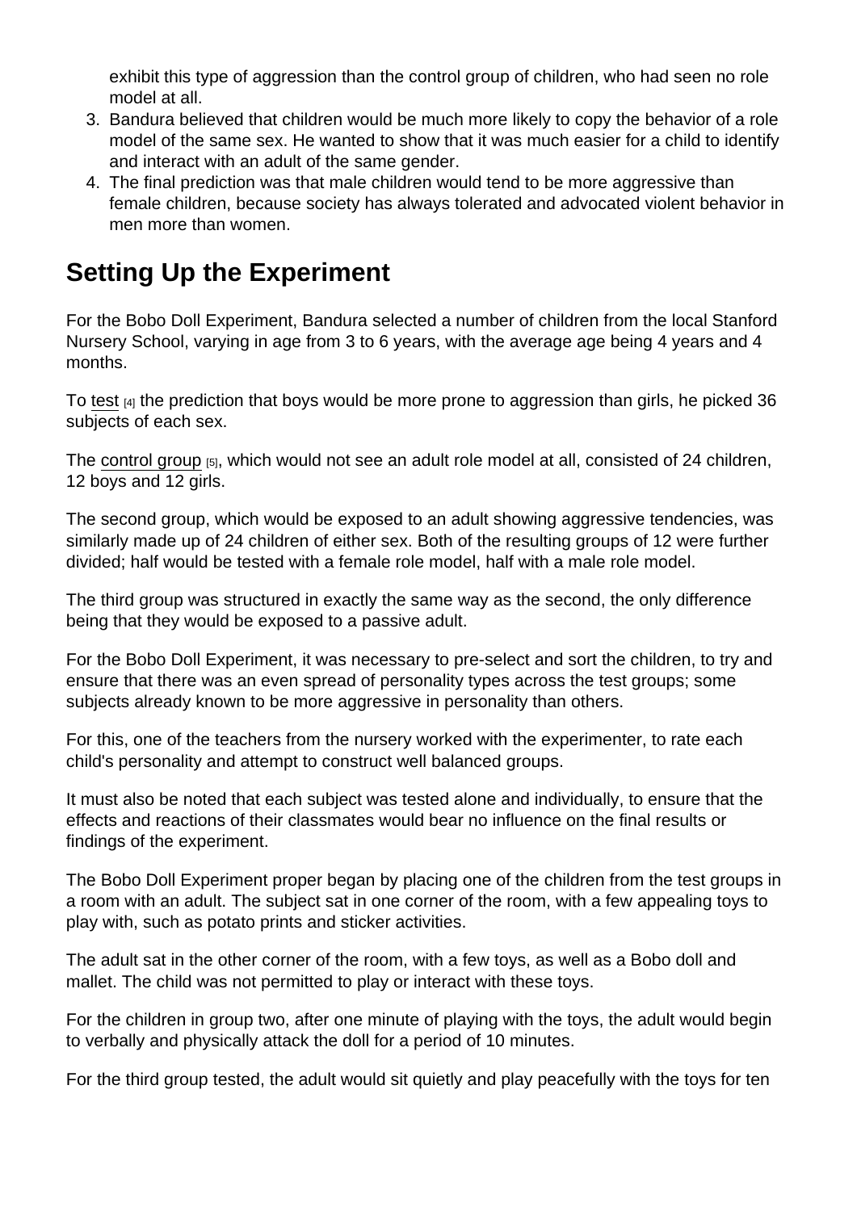exhibit this type of aggression than the control group of children, who had seen no role model at all.

3. Bandura believed that children would be much more likely to copy the behavior of a role model of the same sex. He wanted to show that it was much easier for a child to identify and interact with an adult of the same gender.
4. The final prediction was that male children would tend to be more aggressive than female children, because society has always tolerated and advocated violent behavior in men more than women.

## Setting Up the Experiment

For the Bobo Doll Experiment, Bandura selected a number of children from the local Stanford Nursery School, varying in age from 3 to 6 years, with the average age being 4 years and 4 months.

To test [4] the prediction that boys would be more prone to aggression than girls, he picked 36 subjects of each sex.

The control group [5], which would not see an adult role model at all, consisted of 24 children, 12 boys and 12 girls.

The second group, which would be exposed to an adult showing aggressive tendencies, was similarly made up of 24 children of either sex. Both of the resulting groups of 12 were further divided; half would be tested with a female role model, half with a male role model.

The third group was structured in exactly the same way as the second, the only difference being that they would be exposed to a passive adult.

For the Bobo Doll Experiment, it was necessary to pre-select and sort the children, to try and ensure that there was an even spread of personality types across the test groups; some subjects already known to be more aggressive in personality than others.

For this, one of the teachers from the nursery worked with the experimenter, to rate each child's personality and attempt to construct well balanced groups.

It must also be noted that each subject was tested alone and individually, to ensure that the effects and reactions of their classmates would bear no influence on the final results or findings of the experiment.

The Bobo Doll Experiment proper began by placing one of the children from the test groups in a room with an adult. The subject sat in one corner of the room, with a few appealing toys to play with, such as potato prints and sticker activities.

The adult sat in the other corner of the room, with a few toys, as well as a Bobo doll and mallet. The child was not permitted to play or interact with these toys.

For the children in group two, after one minute of playing with the toys, the adult would begin to verbally and physically attack the doll for a period of 10 minutes.

For the third group tested, the adult would sit quietly and play peacefully with the toys for ten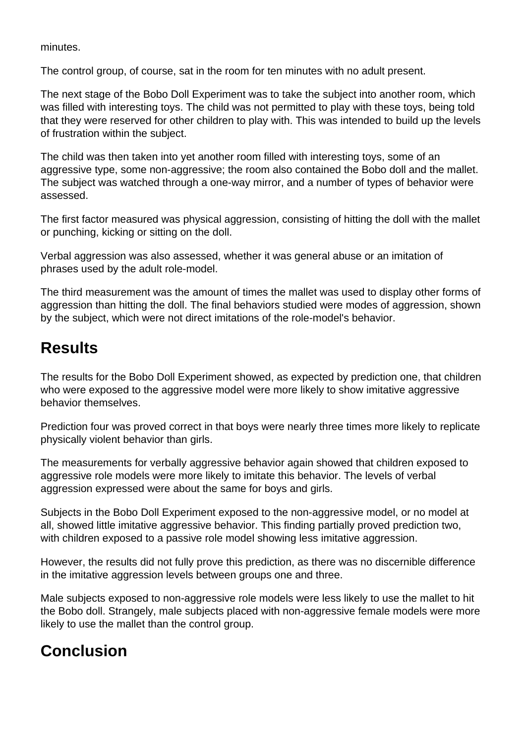minutes.

The control group, of course, sat in the room for ten minutes with no adult present.

The next stage of the Bobo Doll Experiment was to take the subject into another room, which was filled with interesting toys. The child was not permitted to play with these toys, being told that they were reserved for other children to play with. This was intended to build up the levels of frustration within the subject.

The child was then taken into yet another room filled with interesting toys, some of an aggressive type, some non-aggressive; the room also contained the Bobo doll and the mallet. The subject was watched through a one-way mirror, and a number of types of behavior were assessed.

The first factor measured was physical aggression, consisting of hitting the doll with the mallet or punching, kicking or sitting on the doll.

Verbal aggression was also assessed, whether it was general abuse or an imitation of phrases used by the adult role-model.

The third measurement was the amount of times the mallet was used to display other forms of aggression than hitting the doll. The final behaviors studied were modes of aggression, shown by the subject, which were not direct imitations of the role-model's behavior.

## Results

The results for the Bobo Doll Experiment showed, as expected by prediction one, that children who were exposed to the aggressive model were more likely to show imitative aggressive behavior themselves.

Prediction four was proved correct in that boys were nearly three times more likely to replicate physically violent behavior than girls.

The measurements for verbally aggressive behavior again showed that children exposed to aggressive role models were more likely to imitate this behavior. The levels of verbal aggression expressed were about the same for boys and girls.

Subjects in the Bobo Doll Experiment exposed to the non-aggressive model, or no model at all, showed little imitative aggressive behavior. This finding partially proved prediction two, with children exposed to a passive role model showing less imitative aggression.

However, the results did not fully prove this prediction, as there was no discernible difference in the imitative aggression levels between groups one and three.

Male subjects exposed to non-aggressive role models were less likely to use the mallet to hit the Bobo doll. Strangely, male subjects placed with non-aggressive female models were more likely to use the mallet than the control group.

## Conclusion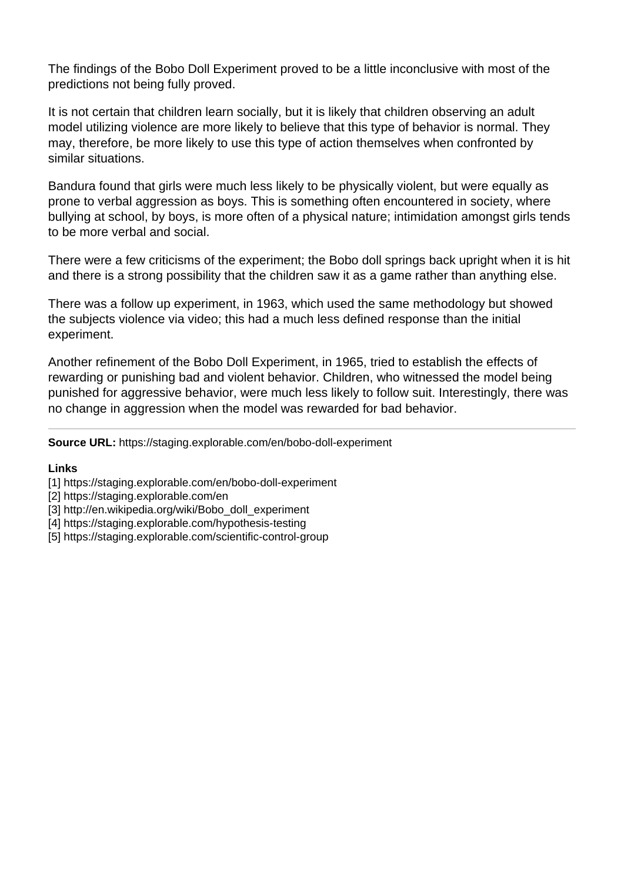The findings of the Bobo Doll Experiment proved to be a little inconclusive with most of the predictions not being fully proved.

It is not certain that children learn socially, but it is likely that children observing an adult model utilizing violence are more likely to believe that this type of behavior is normal. They may, therefore, be more likely to use this type of action themselves when confronted by similar situations.

Bandura found that girls were much less likely to be physically violent, but were equally as prone to verbal aggression as boys. This is something often encountered in society, where bullying at school, by boys, is more often of a physical nature; intimidation amongst girls tends to be more verbal and social.

There were a few criticisms of the experiment; the Bobo doll springs back upright when it is hit and there is a strong possibility that the children saw it as a game rather than anything else.

There was a follow up experiment, in 1963, which used the same methodology but showed the subjects violence via video; this had a much less defined response than the initial experiment.

Another refinement of the Bobo Doll Experiment, in 1965, tried to establish the effects of rewarding or punishing bad and violent behavior. Children, who witnessed the model being punished for aggressive behavior, were much less likely to follow suit. Interestingly, there was no change in aggression when the model was rewarded for bad behavior.

---

**Source URL:** https://staging.explorable.com/en/bobo-doll-experiment

**Links**

[1] https://staging.explorable.com/en/bobo-doll-experiment
[2] https://staging.explorable.com/en
[3] http://en.wikipedia.org/wiki/Bobo_doll_experiment
[4] https://staging.explorable.com/hypothesis-testing
[5] https://staging.explorable.com/scientific-control-group